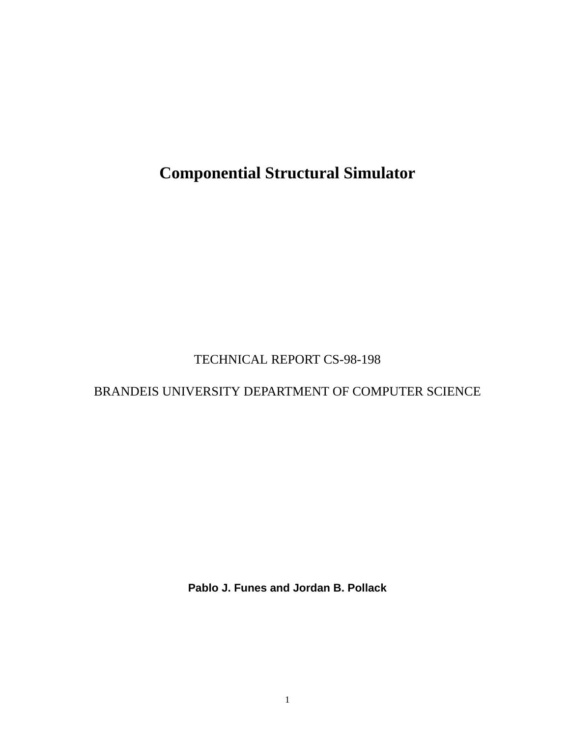# Componential Structural Simulator

TECHNICAL REPORT CS-98-198

BRANDEIS UNIVERSITY DEPARTMENT OF COMPUTER SCIENCE

**Pablo J. Funes and Jordan B. Pollack**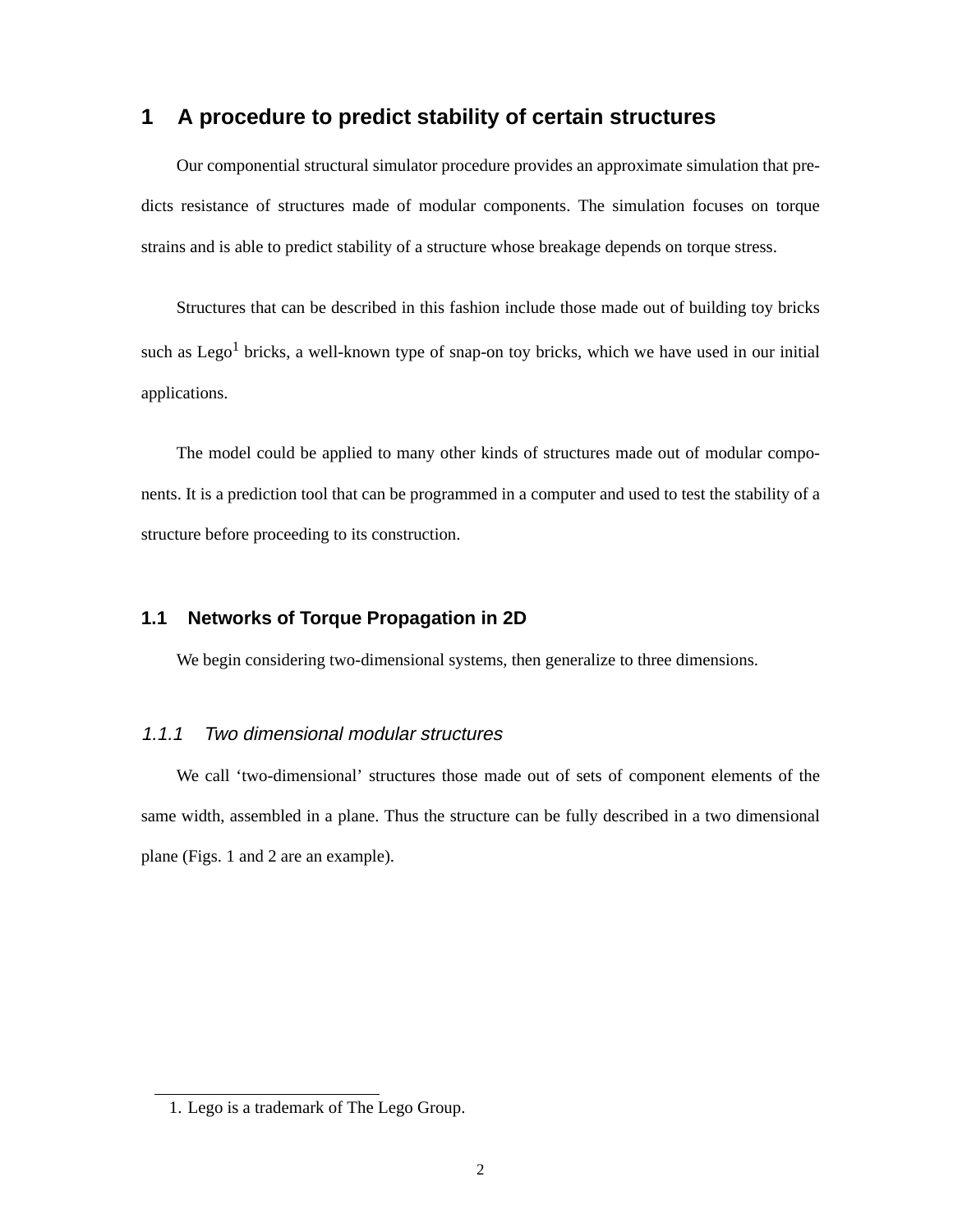# 1 A procedure to predict stability of certain structures

Our componential structural simulator procedure provides an approximate simulation that predicts resistance of structures made of modular components. The simulation focuses on torque strains and is able to predict stability of a structure whose breakage depends on torque stress.

Structures that can be described in this fashion include those made out of building toy bricks such as Lego[1] bricks, a well-known type of snap-on toy bricks, which we have used in our initial applications.

The model could be applied to many other kinds of structures made out of modular components. It is a prediction tool that can be programmed in a computer and used to test the stability of a structure before proceeding to its construction.

## 1.1 Networks of Torque Propagation in 2D

We begin considering two-dimensional systems, then generalize to three dimensions.

### *1.1.1 Two dimensional modular structures*

We call 'two-dimensional' structures those made out of sets of component elements of the same width, assembled in a plane. Thus the structure can be fully described in a two dimensional plane (Figs. 1 and 2 are an example).

---

1. Lego is a trademark of The Lego Group.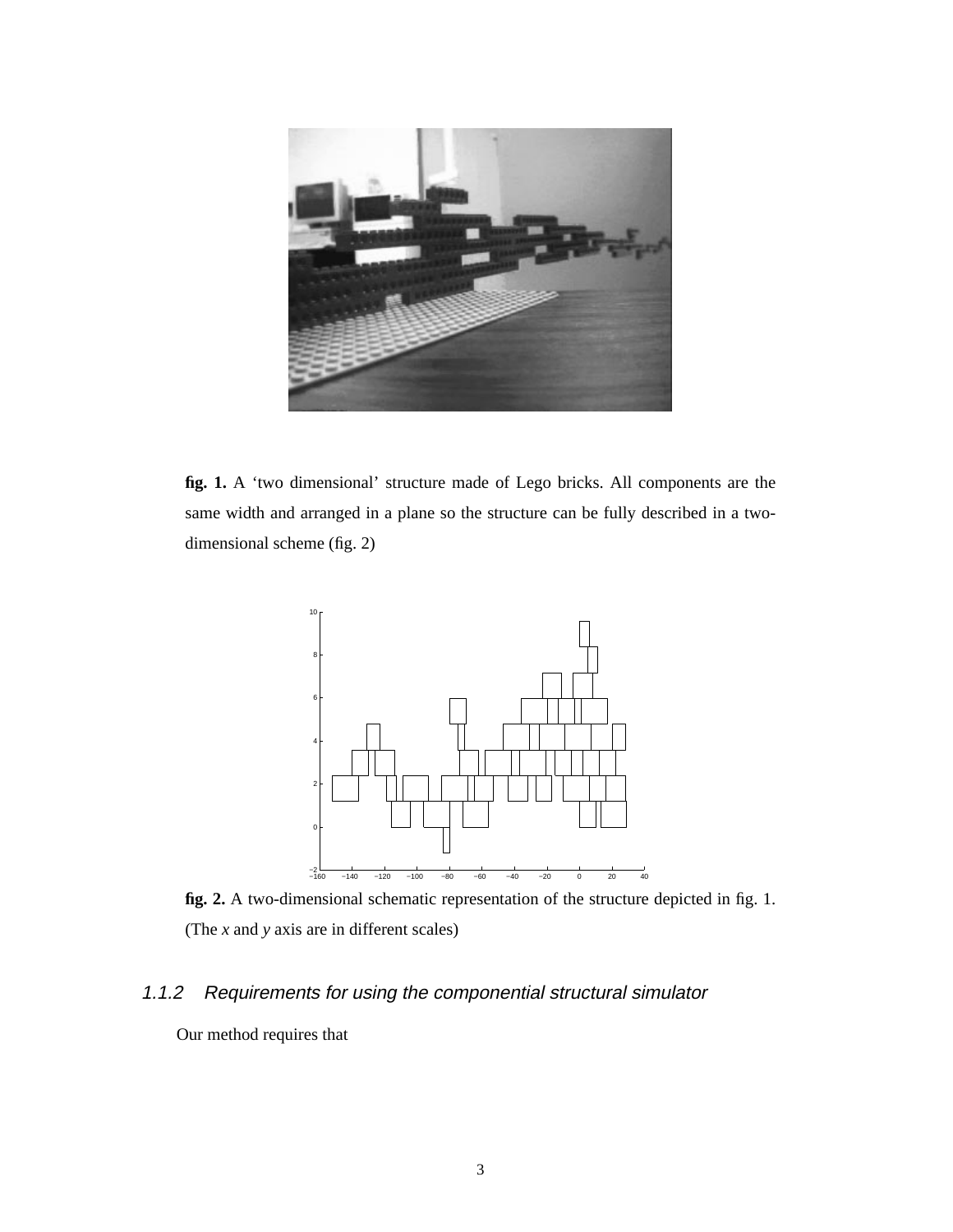**fig. 1.** A 'two dimensional' structure made of Lego bricks. All components are the same width and arranged in a plane so the structure can be fully described in a two-dimensional scheme (fig. 2)

**fig. 2.** A two-dimensional schematic representation of the structure depicted in fig. 1. (The *x* and *y* axis are in different scales)

### 1.1.2 Requirements for using the componential structural simulator

Our method requires that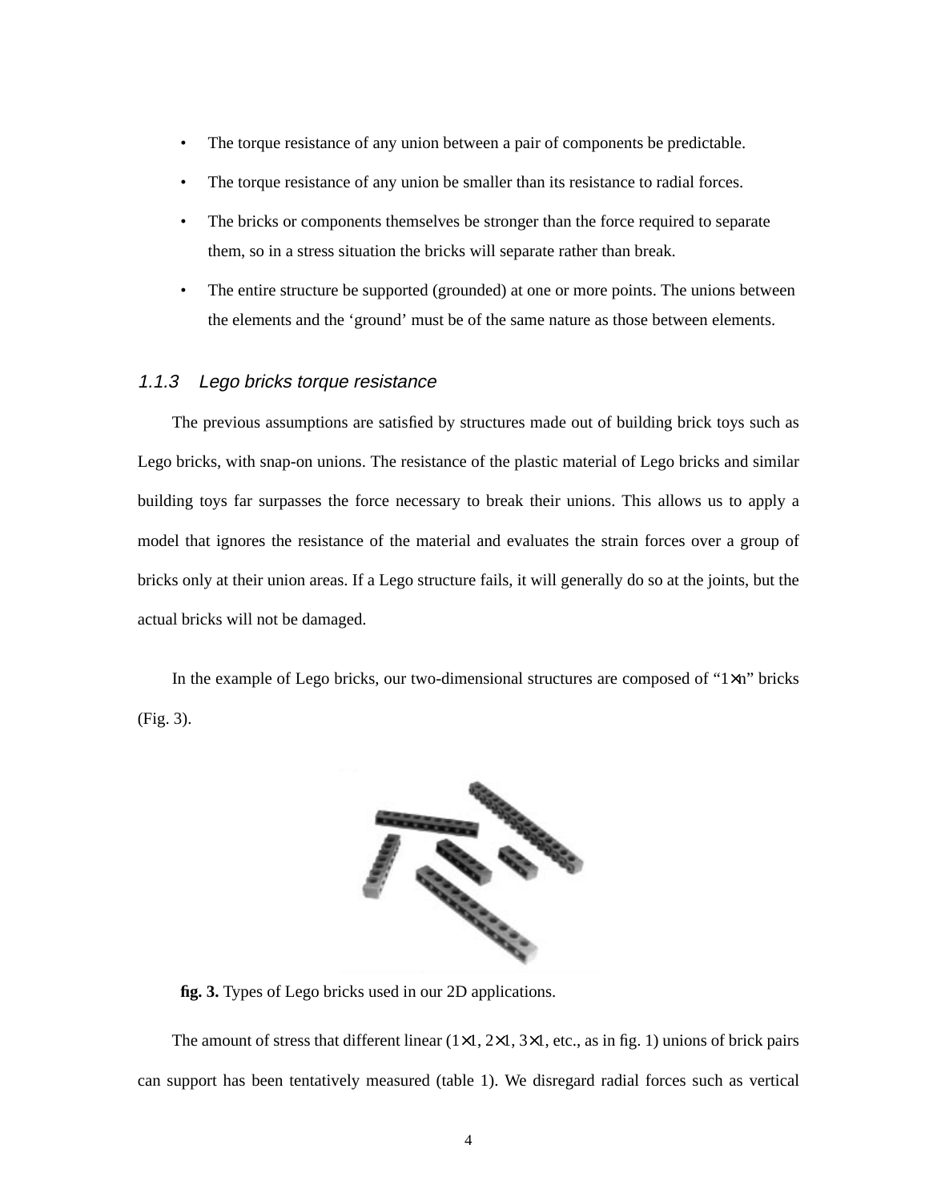- The torque resistance of any union between a pair of components be predictable.
- The torque resistance of any union be smaller than its resistance to radial forces.
- The bricks or components themselves be stronger than the force required to separate them, so in a stress situation the bricks will separate rather than break.
- The entire structure be supported (grounded) at one or more points. The unions between the elements and the 'ground' must be of the same nature as those between elements.

### 1.1.3 Lego bricks torque resistance

The previous assumptions are satisfied by structures made out of building brick toys such as Lego bricks, with snap-on unions. The resistance of the plastic material of Lego bricks and similar building toys far surpasses the force necessary to break their unions. This allows us to apply a model that ignores the resistance of the material and evaluates the strain forces over a group of bricks only at their union areas. If a Lego structure fails, it will generally do so at the joints, but the actual bricks will not be damaged.

In the example of Lego bricks, our two-dimensional structures are composed of "1×n" bricks (Fig. 3).

**fig. 3.** Types of Lego bricks used in our 2D applications.

The amount of stress that different linear (1×1, 2×1, 3×1, etc., as in fig. 1) unions of brick pairs can support has been tentatively measured (table 1). We disregard radial forces such as vertical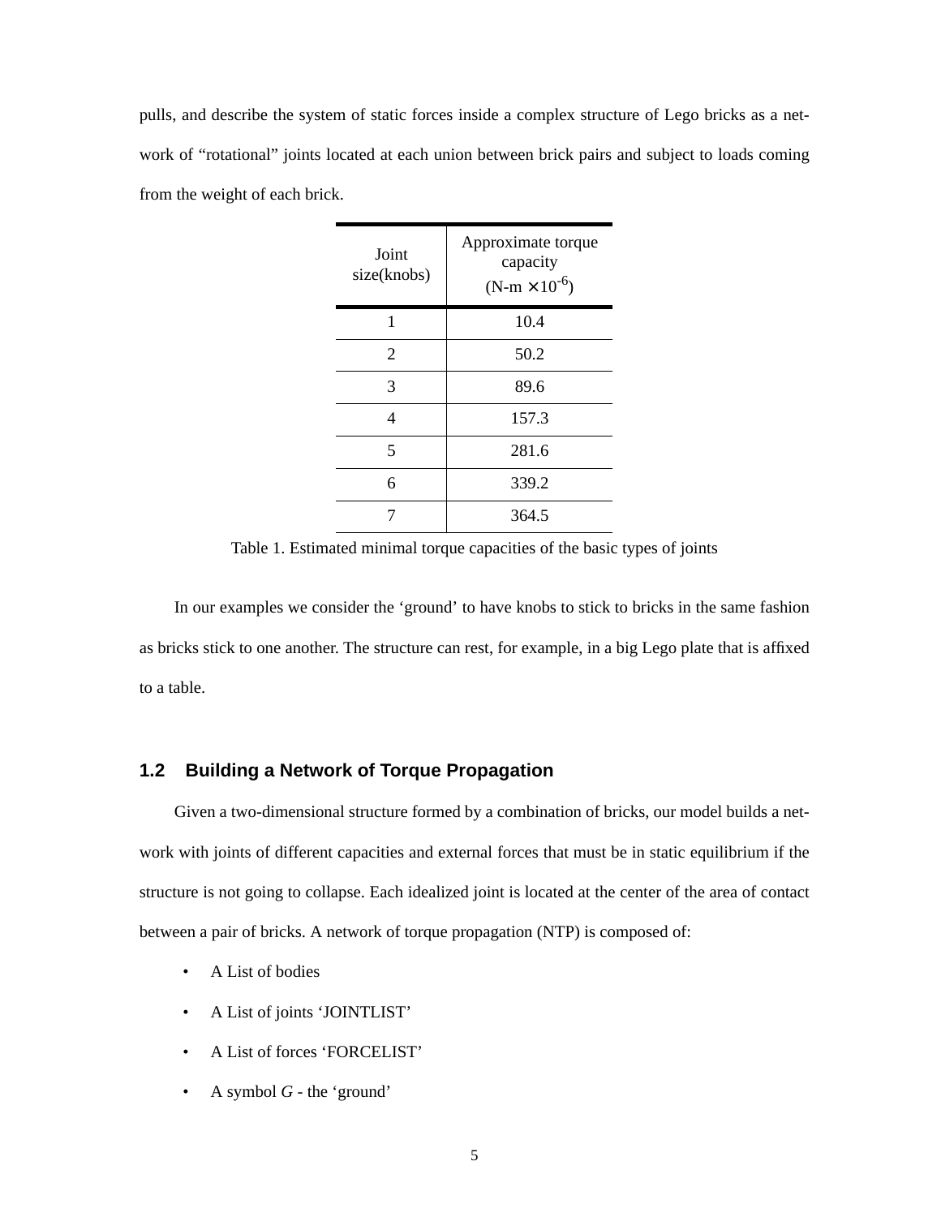pulls, and describe the system of static forces inside a complex structure of Lego bricks as a network of "rotational" joints located at each union between brick pairs and subject to loads coming from the weight of each brick.

| Joint size(knobs) | Approximate torque capacity (N-m $\times 10^{-6}$) |
|---|---|
| 1 | 10.4 |
| 2 | 50.2 |
| 3 | 89.6 |
| 4 | 157.3 |
| 5 | 281.6 |
| 6 | 339.2 |
| 7 | 364.5 |

Table 1. Estimated minimal torque capacities of the basic types of joints

In our examples we consider the 'ground' to have knobs to stick to bricks in the same fashion as bricks stick to one another. The structure can rest, for example, in a big Lego plate that is affixed to a table.

### 1.2 Building a Network of Torque Propagation

Given a two-dimensional structure formed by a combination of bricks, our model builds a network with joints of different capacities and external forces that must be in static equilibrium if the structure is not going to collapse. Each idealized joint is located at the center of the area of contact between a pair of bricks. A network of torque propagation (NTP) is composed of:

- A List of bodies
- A List of joints 'JOINTLIST'
- A List of forces 'FORCELIST'
- A symbol *G* - the 'ground'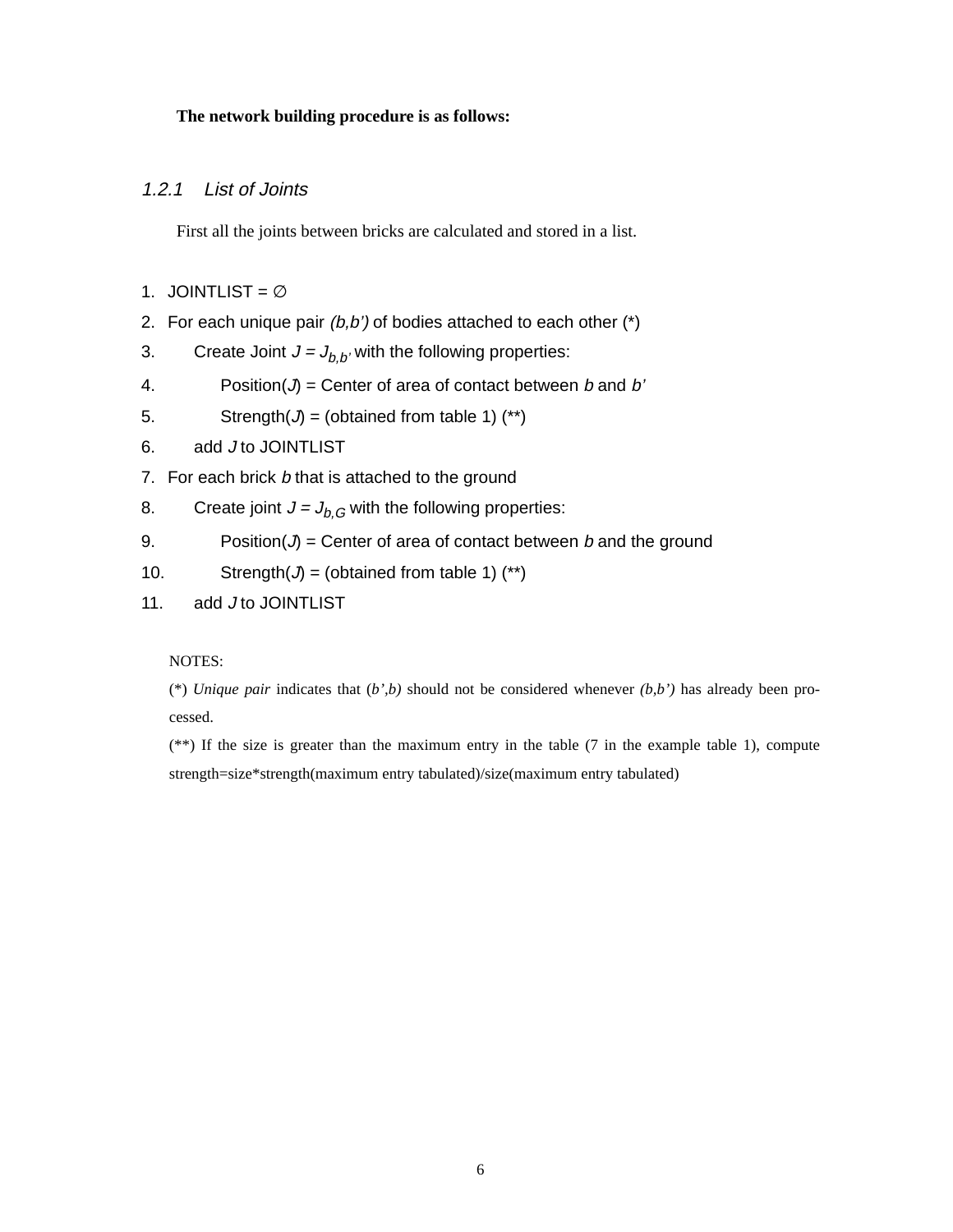**The network building procedure is as follows:**

### *1.2.1 List of Joints*

First all the joints between bricks are calculated and stored in a list.

```
1.  JOINTLIST = ∅
2.  For each unique pair (b,b') of bodies attached to each other (*)
3.      Create Joint J = J_{b,b'} with the following properties:
4.          Position(J) = Center of area of contact between b and b'
5.          Strength(J) = (obtained from table 1) (**)
6.      add J to JOINTLIST
7.  For each brick b that is attached to the ground
8.      Create joint J = J_{b,G} with the following properties:
9.          Position(J) = Center of area of contact between b and the ground
10.         Strength(J) = (obtained from table 1) (**)
11.     add J to JOINTLIST
```

NOTES:

(*) *Unique pair* indicates that *(b',b)* should not be considered whenever *(b,b')* has already been processed.

(**) If the size is greater than the maximum entry in the table (7 in the example table 1), compute strength=size*strength(maximum entry tabulated)/size(maximum entry tabulated)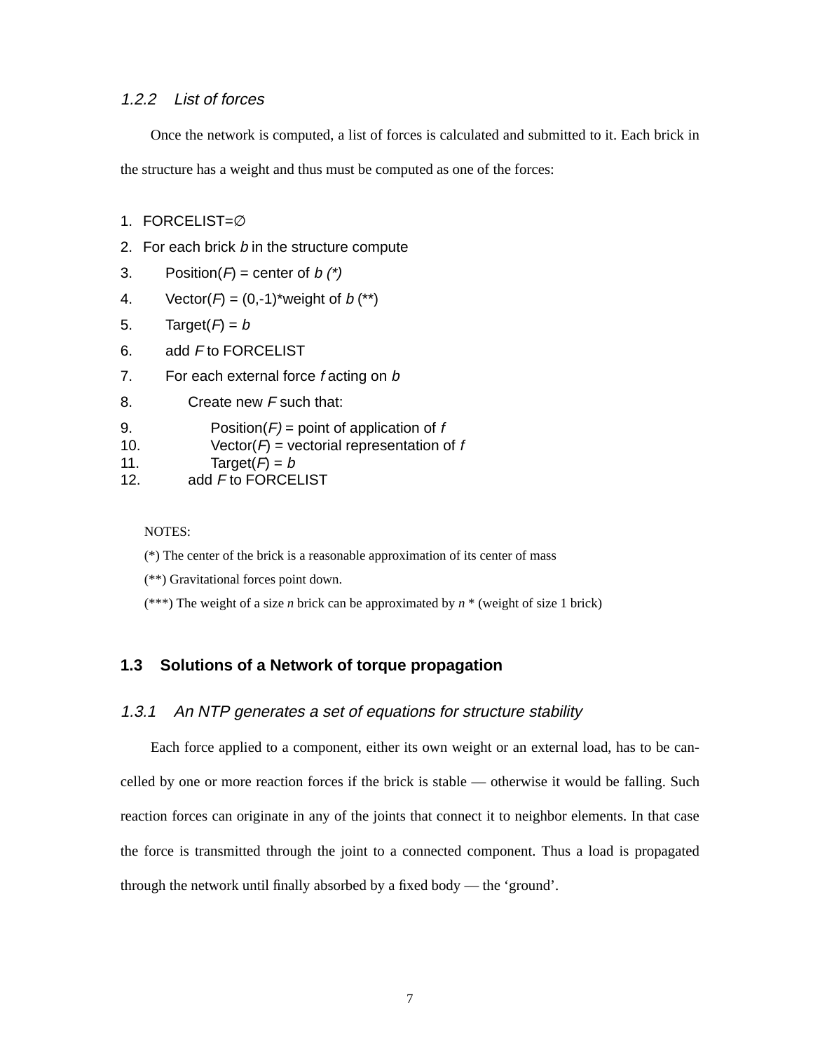### 1.2.2 List of forces

Once the network is computed, a list of forces is calculated and submitted to it. Each brick in the structure has a weight and thus must be computed as one of the forces:

```
1.  FORCELIST=∅
2.  For each brick b in the structure compute
3.      Position(F) = center of b (*)
4.      Vector(F) = (0,-1)*weight of b (**)
5.      Target(F) = b
6.      add F to FORCELIST
7.      For each external force f acting on b
8.          Create new F such that:
9.              Position(F) = point of application of f
10.             Vector(F) = vectorial representation of f
11.             Target(F) = b
12.         add F to FORCELIST
```

NOTES:

(*) The center of the brick is a reasonable approximation of its center of mass

(**) Gravitational forces point down.

(***) The weight of a size *n* brick can be approximated by *n* * (weight of size 1 brick)

## 1.3 Solutions of a Network of torque propagation

### 1.3.1 An NTP generates a set of equations for structure stability

Each force applied to a component, either its own weight or an external load, has to be cancelled by one or more reaction forces if the brick is stable — otherwise it would be falling. Such reaction forces can originate in any of the joints that connect it to neighbor elements. In that case the force is transmitted through the joint to a connected component. Thus a load is propagated through the network until finally absorbed by a fixed body — the ‘ground’.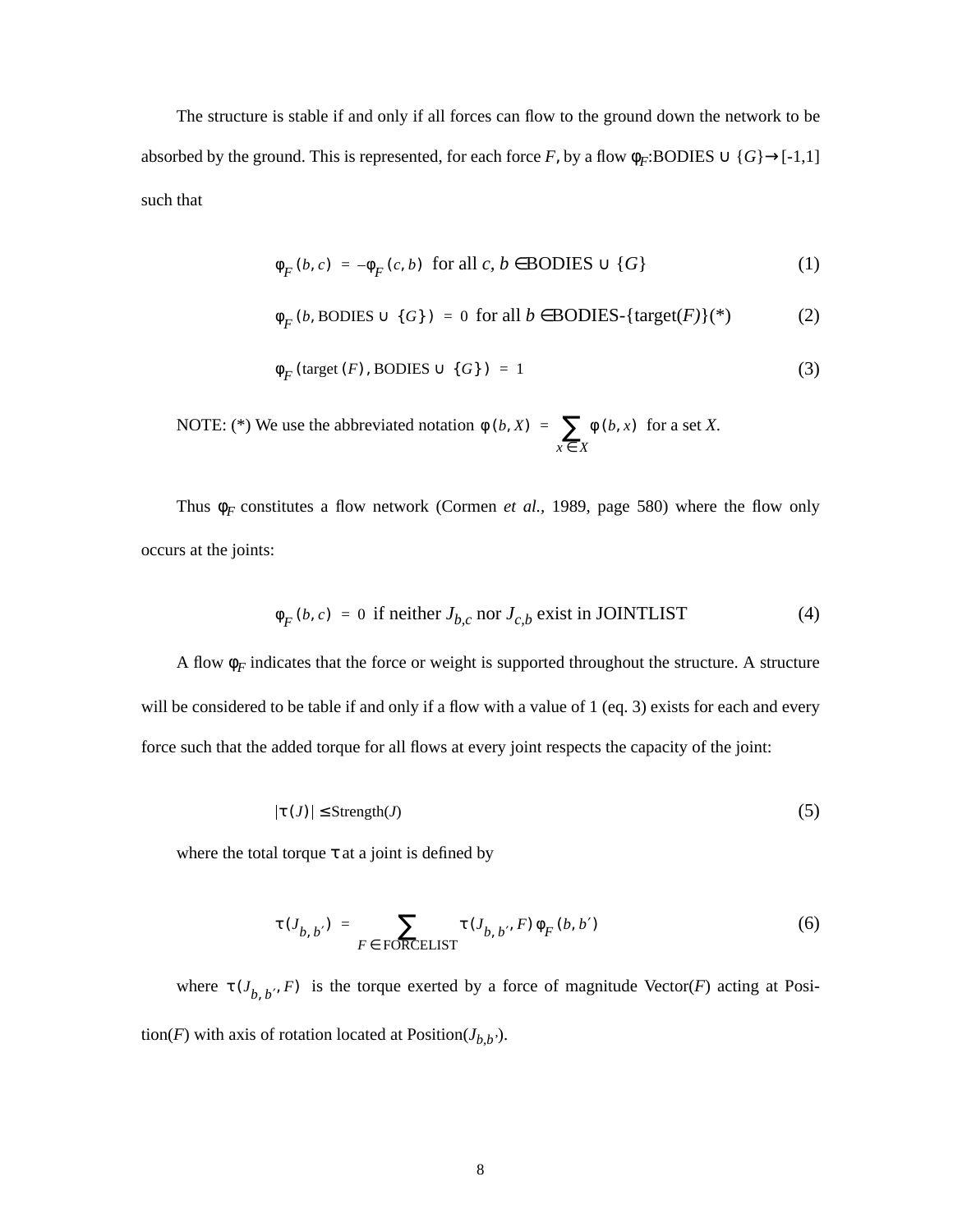The structure is stable if and only if all forces can flow to the ground down the network to be absorbed by the ground. This is represented, for each force $F$, by a flow $\phi_F$:BODIES $\cup$ $\{G\} \rightarrow [-1,1]$ such that

$$\phi_F(b, c) = -\phi_F(c, b) \text{ for all } c, b \in \text{BODIES} \cup \{G\} \tag{1}$$

$$\phi_F(b, \text{BODIES} \cup \{G\}) = 0 \text{ for all } b \in \text{BODIES-}\{\text{target}(F)\}(*) \tag{2}$$

$$\phi_F(\text{target}(F), \text{BODIES} \cup \{G\}) = 1 \tag{3}$$

NOTE: (*) We use the abbreviated notation $\phi(b, X) = \sum_{x \in X} \phi(b, x)$ for a set $X$.

Thus $\phi_F$ constitutes a flow network (Cormen *et al.*, 1989, page 580) where the flow only occurs at the joints:

$$\phi_F(b, c) = 0 \text{ if neither } J_{b,c} \text{ nor } J_{c,b} \text{ exist in JOINTLIST} \tag{4}$$

A flow $\phi_F$ indicates that the force or weight is supported throughout the structure. A structure will be considered to be table if and only if a flow with a value of 1 (eq. 3) exists for each and every force such that the added torque for all flows at every joint respects the capacity of the joint:

$$|\tau(J)| \leq \text{Strength}(J) \tag{5}$$

where the total torque $\tau$ at a joint is defined by

$$\tau(J_{b,b'}) = \sum_{F \in \text{FORCELIST}} \tau(J_{b,b'}, F)\,\phi_F(b, b') \tag{6}$$

where $\tau(J_{b,b'}, F)$ is the torque exerted by a force of magnitude Vector($F$) acting at Position($F$) with axis of rotation located at Position($J_{b,b'}$).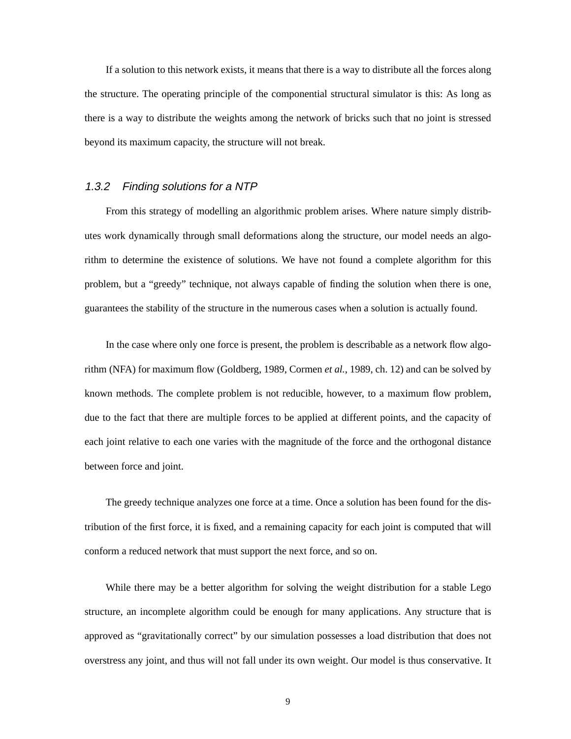If a solution to this network exists, it means that there is a way to distribute all the forces along the structure. The operating principle of the componential structural simulator is this: As long as there is a way to distribute the weights among the network of bricks such that no joint is stressed beyond its maximum capacity, the structure will not break.

### *1.3.2 Finding solutions for a NTP*

From this strategy of modelling an algorithmic problem arises. Where nature simply distributes work dynamically through small deformations along the structure, our model needs an algorithm to determine the existence of solutions. We have not found a complete algorithm for this problem, but a "greedy" technique, not always capable of finding the solution when there is one, guarantees the stability of the structure in the numerous cases when a solution is actually found.

In the case where only one force is present, the problem is describable as a network flow algorithm (NFA) for maximum flow (Goldberg, 1989, Cormen *et al.*, 1989, ch. 12) and can be solved by known methods. The complete problem is not reducible, however, to a maximum flow problem, due to the fact that there are multiple forces to be applied at different points, and the capacity of each joint relative to each one varies with the magnitude of the force and the orthogonal distance between force and joint.

The greedy technique analyzes one force at a time. Once a solution has been found for the distribution of the first force, it is fixed, and a remaining capacity for each joint is computed that will conform a reduced network that must support the next force, and so on.

While there may be a better algorithm for solving the weight distribution for a stable Lego structure, an incomplete algorithm could be enough for many applications. Any structure that is approved as "gravitationally correct" by our simulation possesses a load distribution that does not overstress any joint, and thus will not fall under its own weight. Our model is thus conservative. It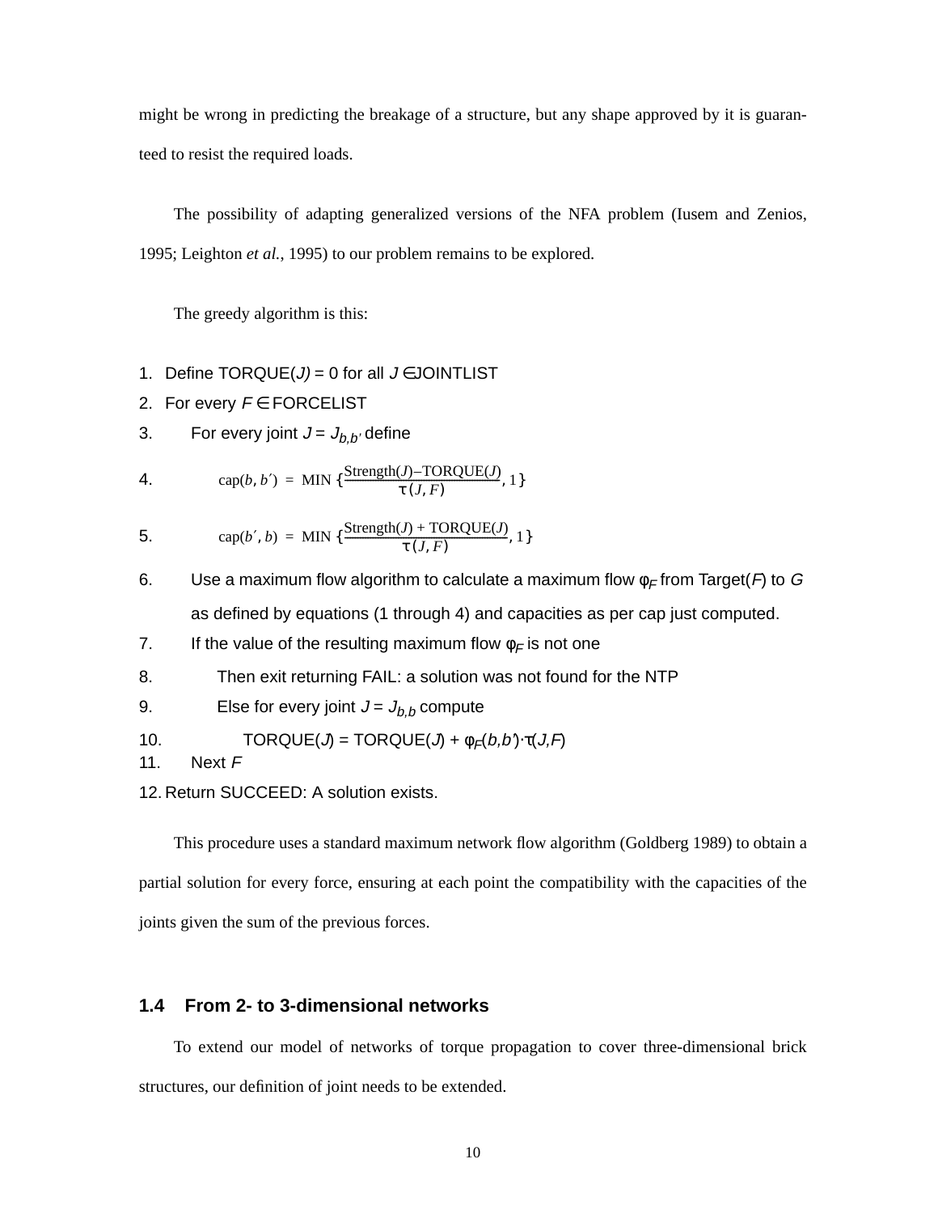might be wrong in predicting the breakage of a structure, but any shape approved by it is guaranteed to resist the required loads.

The possibility of adapting generalized versions of the NFA problem (Iusem and Zenios, 1995; Leighton *et al.*, 1995) to our problem remains to be explored.

The greedy algorithm is this:

1. Define TORQUE($J$) = 0 for all $J \in$ JOINTLIST
2. For every $F \in$ FORCELIST
3. For every joint $J = J_{b,b'}$ define
4. $\mathrm{cap}(b, b') = \mathrm{MIN}\left\{\frac{\mathrm{Strength}(J) - \mathrm{TORQUE}(J)}{\tau(J, F)}, 1\right\}$
5. $\mathrm{cap}(b', b) = \mathrm{MIN}\left\{\frac{\mathrm{Strength}(J) + \mathrm{TORQUE}(J)}{\tau(J, F)}, 1\right\}$
6. Use a maximum flow algorithm to calculate a maximum flow $\varphi_F$ from Target($F$) to $G$ as defined by equations (1 through 4) and capacities as per cap just computed.
7. If the value of the resulting maximum flow $\varphi_F$ is not one
8. Then exit returning FAIL: a solution was not found for the NTP
9. Else for every joint $J = J_{b,b}$ compute
10. TORQUE($J$) = TORQUE($J$) + $\varphi_F(b,b') \cdot \tau(J,F)$
11. Next $F$
12. Return SUCCEED: A solution exists.

This procedure uses a standard maximum network flow algorithm (Goldberg 1989) to obtain a partial solution for every force, ensuring at each point the compatibility with the capacities of the joints given the sum of the previous forces.

### 1.4 From 2- to 3-dimensional networks

To extend our model of networks of torque propagation to cover three-dimensional brick structures, our definition of joint needs to be extended.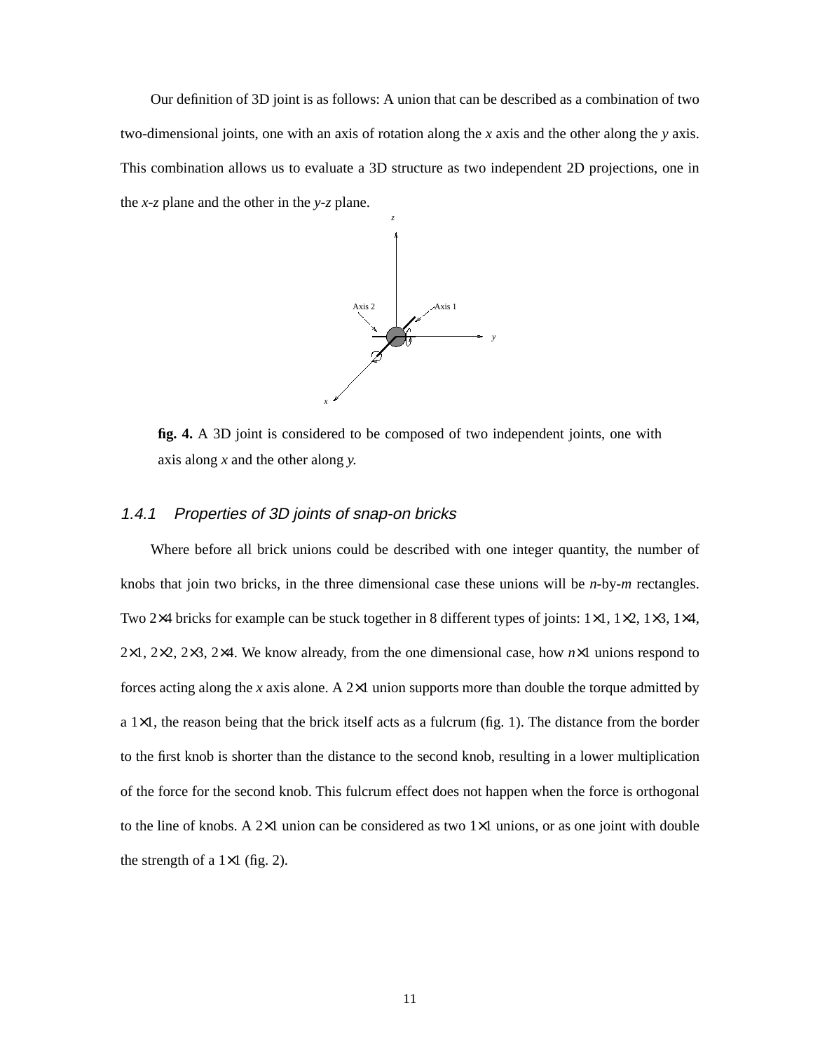Our definition of 3D joint is as follows: A union that can be described as a combination of two two-dimensional joints, one with an axis of rotation along the *x* axis and the other along the *y* axis. This combination allows us to evaluate a 3D structure as two independent 2D projections, one in the *x-z* plane and the other in the *y-z* plane.

**fig. 4.** A 3D joint is considered to be composed of two independent joints, one with axis along *x* and the other along *y*.

### 1.4.1 Properties of 3D joints of snap-on bricks

Where before all brick unions could be described with one integer quantity, the number of knobs that join two bricks, in the three dimensional case these unions will be *n*-by-*m* rectangles. Two 2×4 bricks for example can be stuck together in 8 different types of joints: 1×1, 1×2, 1×3, 1×4, 2×1, 2×2, 2×3, 2×4. We know already, from the one dimensional case, how *n*×1 unions respond to forces acting along the *x* axis alone. A 2×1 union supports more than double the torque admitted by a 1×1, the reason being that the brick itself acts as a fulcrum (fig. 1). The distance from the border to the first knob is shorter than the distance to the second knob, resulting in a lower multiplication of the force for the second knob. This fulcrum effect does not happen when the force is orthogonal to the line of knobs. A 2×1 union can be considered as two 1×1 unions, or as one joint with double the strength of a 1×1 (fig. 2).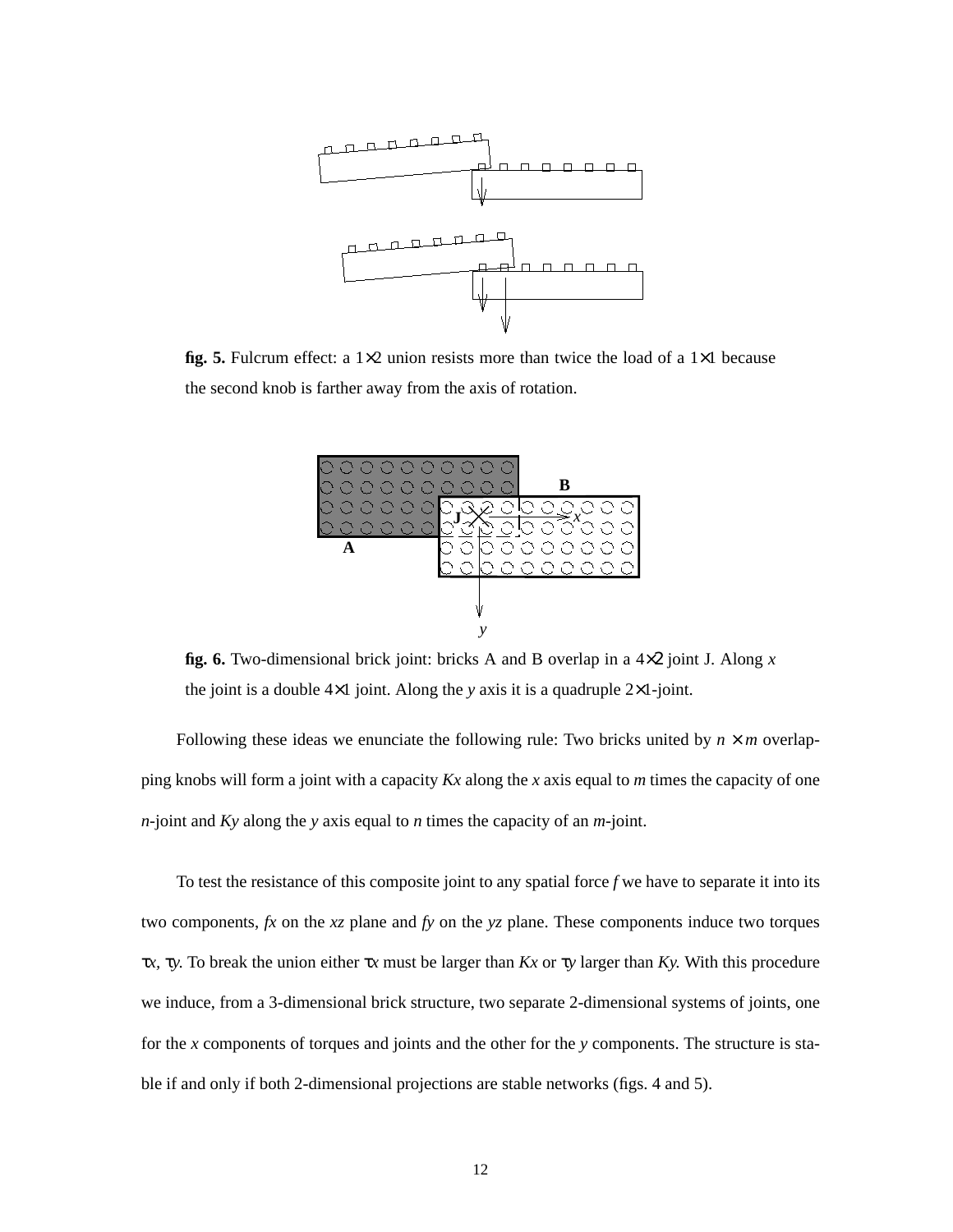**fig. 5.** Fulcrum effect: a 1×2 union resists more than twice the load of a 1×1 because the second knob is farther away from the axis of rotation.

**fig. 6.** Two-dimensional brick joint: bricks A and B overlap in a 4×2 joint J. Along *x* the joint is a double 4×1 joint. Along the *y* axis it is a quadruple 2×1-joint.

Following these ideas we enunciate the following rule: Two bricks united by $n \times m$ overlapping knobs will form a joint with a capacity $Kx$ along the $x$ axis equal to $m$ times the capacity of one $n$-joint and $Ky$ along the $y$ axis equal to $n$ times the capacity of an $m$-joint.

To test the resistance of this composite joint to any spatial force $f$ we have to separate it into its two components, $fx$ on the $xz$ plane and $fy$ on the $yz$ plane. These components induce two torques $\tau x$, $\tau y$. To break the union either $\tau x$ must be larger than $Kx$ or $\tau y$ larger than $Ky$. With this procedure we induce, from a 3-dimensional brick structure, two separate 2-dimensional systems of joints, one for the $x$ components of torques and joints and the other for the $y$ components. The structure is stable if and only if both 2-dimensional projections are stable networks (figs. 4 and 5).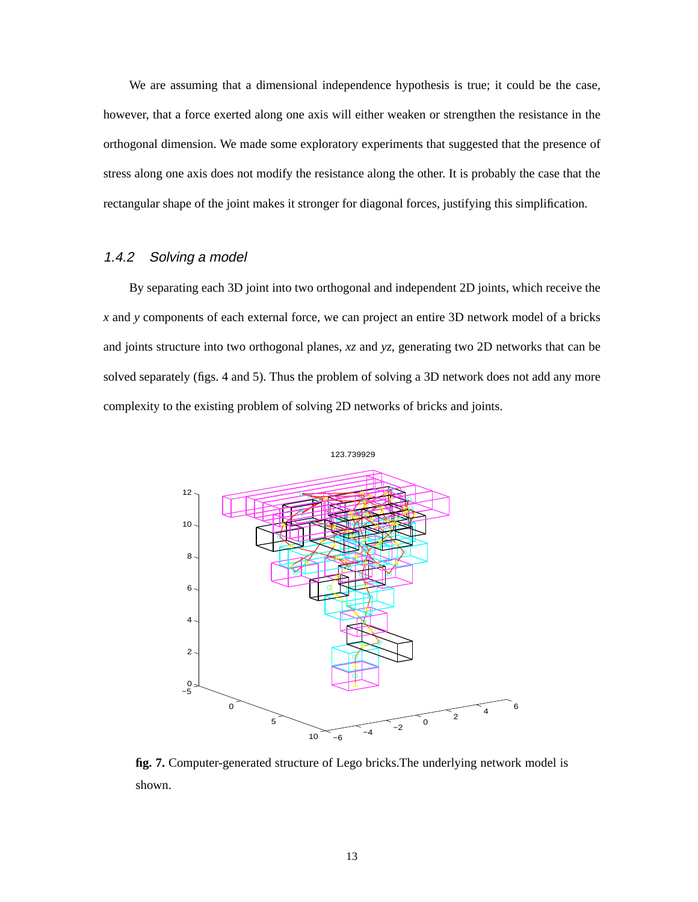We are assuming that a dimensional independence hypothesis is true; it could be the case, however, that a force exerted along one axis will either weaken or strengthen the resistance in the orthogonal dimension. We made some exploratory experiments that suggested that the presence of stress along one axis does not modify the resistance along the other. It is probably the case that the rectangular shape of the joint makes it stronger for diagonal forces, justifying this simplification.

### *1.4.2 Solving a model*

By separating each 3D joint into two orthogonal and independent 2D joints, which receive the *x* and *y* components of each external force, we can project an entire 3D network model of a bricks and joints structure into two orthogonal planes, *xz* and *yz*, generating two 2D networks that can be solved separately (figs. 4 and 5). Thus the problem of solving a 3D network does not add any more complexity to the existing problem of solving 2D networks of bricks and joints.

**fig. 7.** Computer-generated structure of Lego bricks.The underlying network model is shown.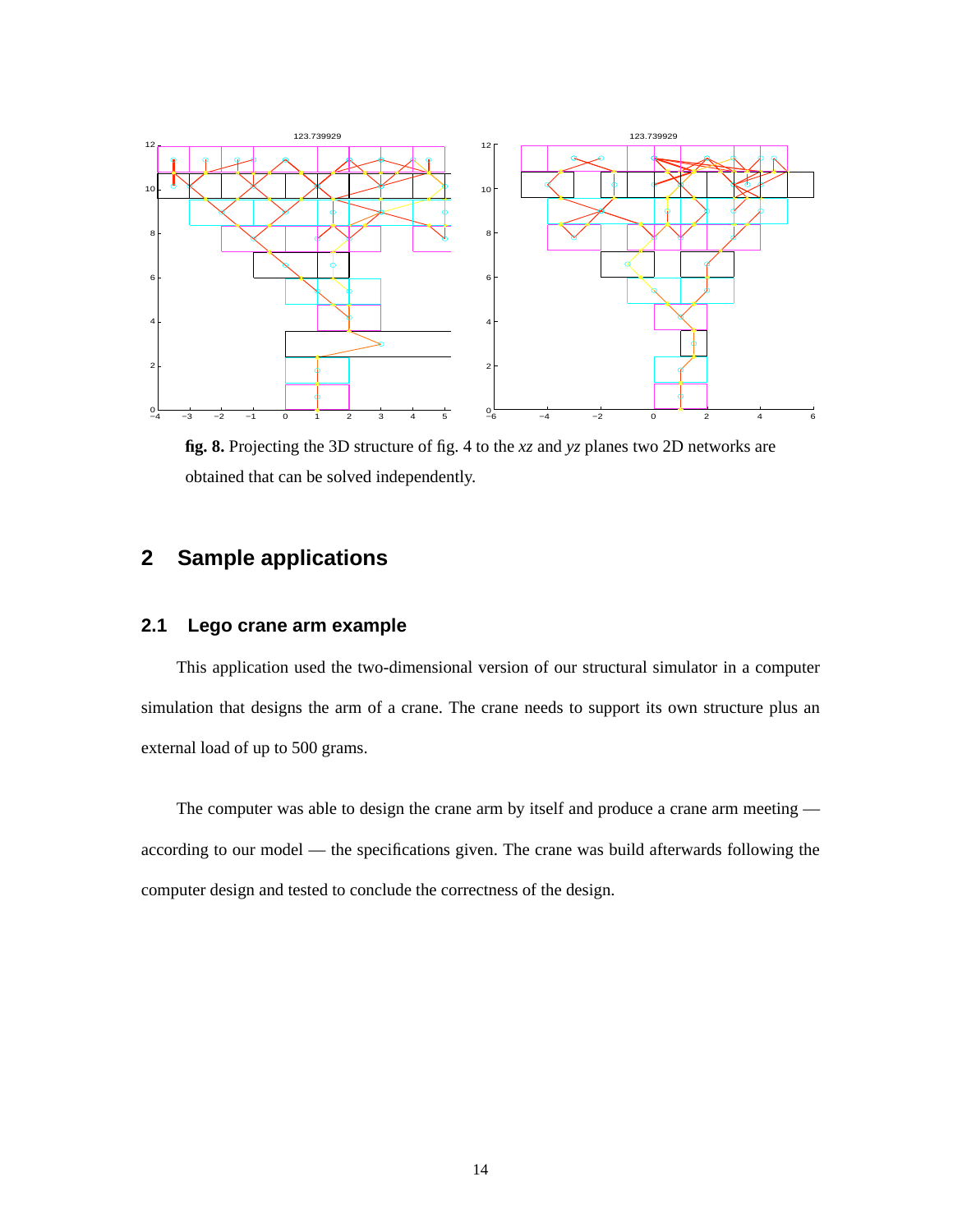**fig. 8.** Projecting the 3D structure of fig. 4 to the *xz* and *yz* planes two 2D networks are obtained that can be solved independently.

## 2 Sample applications

### 2.1 Lego crane arm example

This application used the two-dimensional version of our structural simulator in a computer simulation that designs the arm of a crane. The crane needs to support its own structure plus an external load of up to 500 grams.

The computer was able to design the crane arm by itself and produce a crane arm meeting — according to our model — the specifications given. The crane was build afterwards following the computer design and tested to conclude the correctness of the design.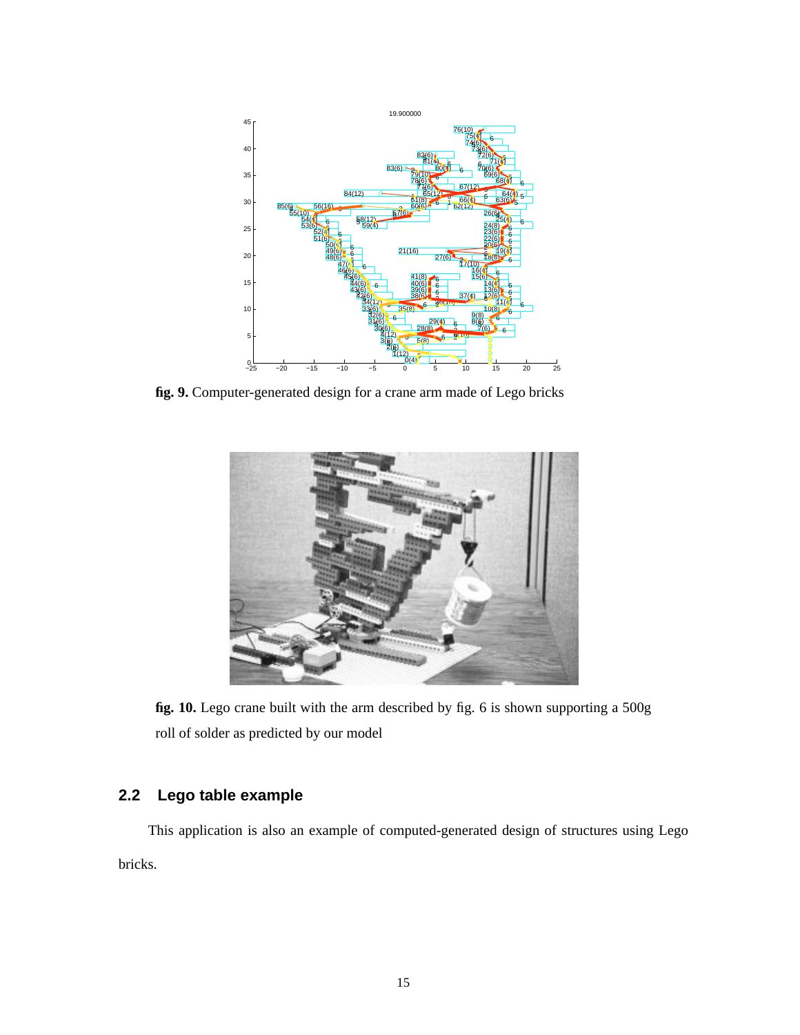**fig. 9.** Computer-generated design for a crane arm made of Lego bricks

**fig. 10.** Lego crane built with the arm described by fig. 6 is shown supporting a 500g roll of solder as predicted by our model

### 2.2 Lego table example

This application is also an example of computed-generated design of structures using Lego bricks.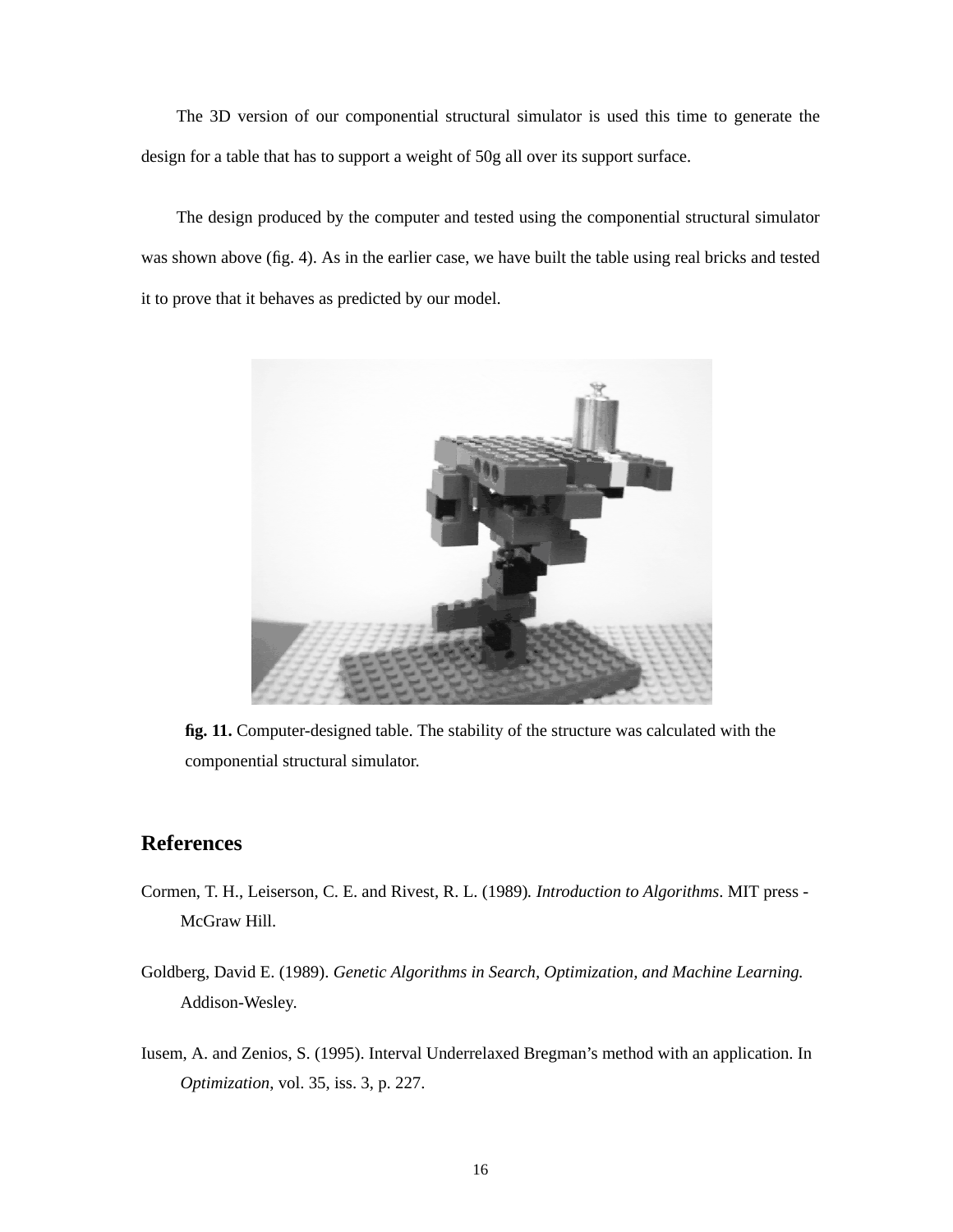The 3D version of our componential structural simulator is used this time to generate the design for a table that has to support a weight of 50g all over its support surface.

The design produced by the computer and tested using the componential structural simulator was shown above (fig. 4). As in the earlier case, we have built the table using real bricks and tested it to prove that it behaves as predicted by our model.

**fig. 11.** Computer-designed table. The stability of the structure was calculated with the componential structural simulator.

## References

Cormen, T. H., Leiserson, C. E. and Rivest, R. L. (1989). *Introduction to Algorithms*. MIT press - McGraw Hill.

Goldberg, David E. (1989). *Genetic Algorithms in Search, Optimization, and Machine Learning.* Addison-Wesley.

Iusem, A. and Zenios, S. (1995). Interval Underrelaxed Bregman's method with an application. In *Optimization*, vol. 35, iss. 3, p. 227.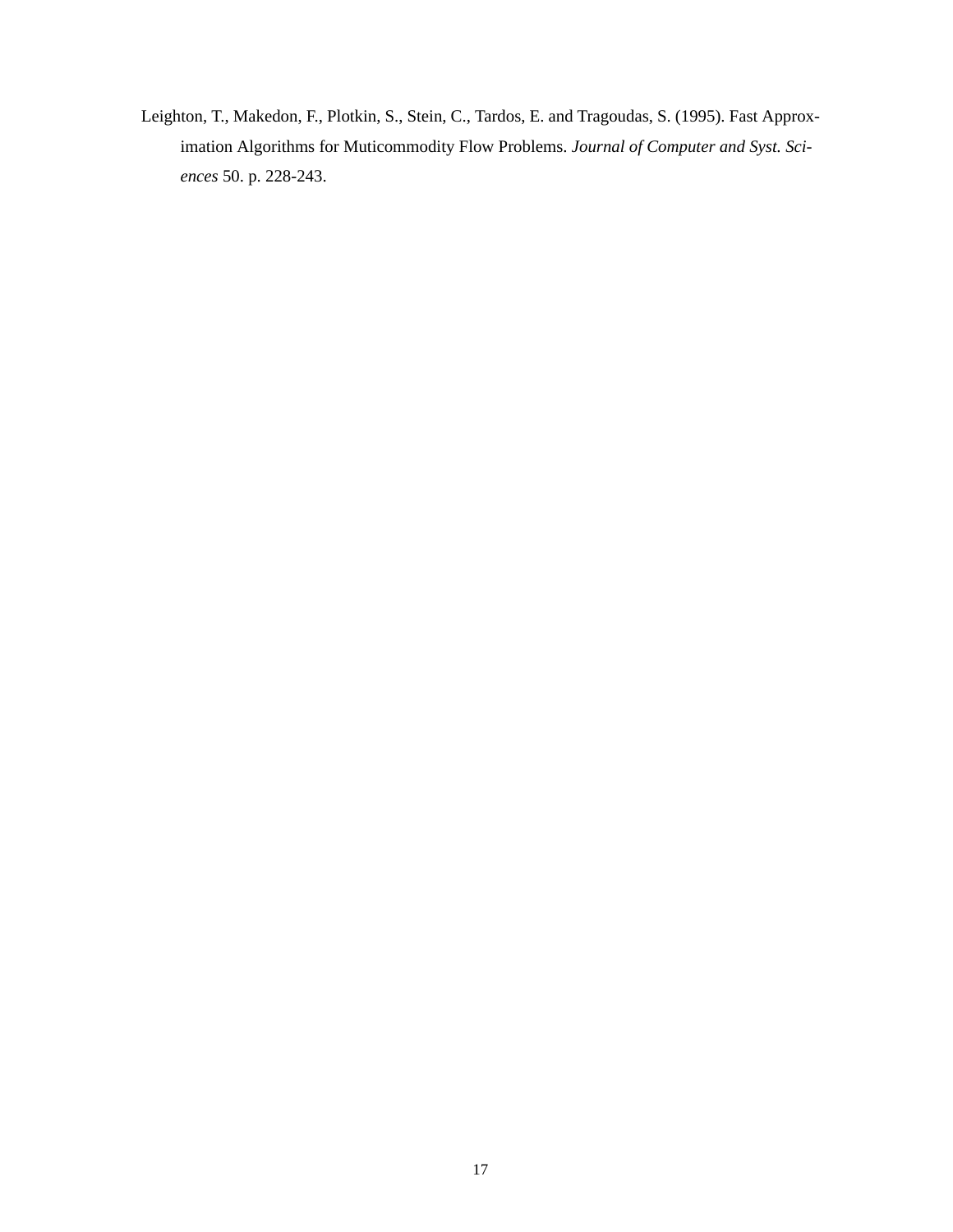Leighton, T., Makedon, F., Plotkin, S., Stein, C., Tardos, E. and Tragoudas, S. (1995). Fast Approximation Algorithms for Muticommodity Flow Problems. *Journal of Computer and Syst. Sciences* 50. p. 228-243.